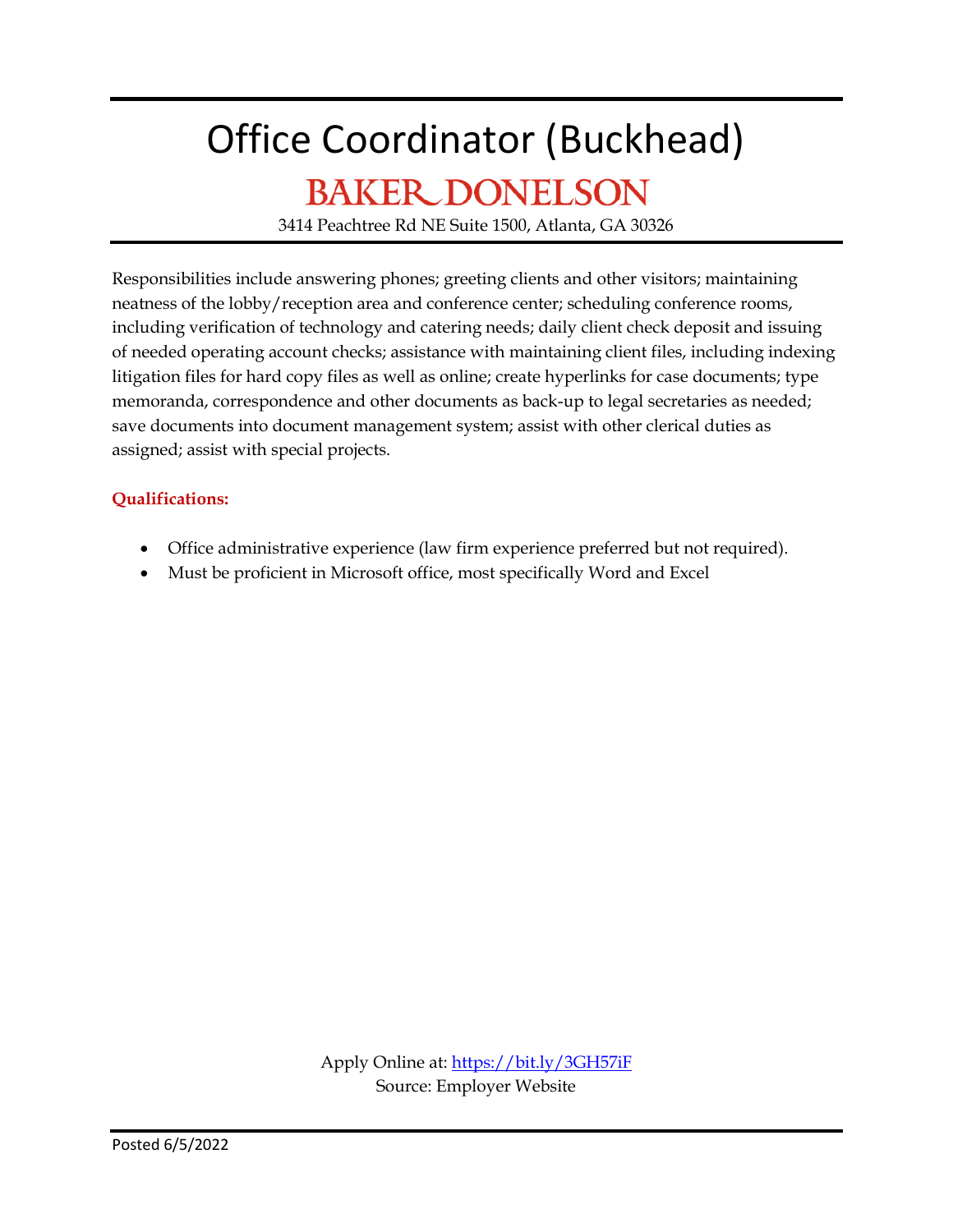# Office Coordinator (Buckhead)

## BAKER DONELSON

3414 Peachtree Rd NE Suite 1500, Atlanta, GA 30326

Responsibilities include answering phones; greeting clients and other visitors; maintaining neatness of the lobby/reception area and conference center; scheduling conference rooms, including verification of technology and catering needs; daily client check deposit and issuing of needed operating account checks; assistance with maintaining client files, including indexing litigation files for hard copy files as well as online; create hyperlinks for case documents; type memoranda, correspondence and other documents as back-up to legal secretaries as needed; save documents into document management system; assist with other clerical duties as assigned; assist with special projects.

**Qualifications:**

- Office administrative experience (law firm experience preferred but not required).
- Must be proficient in Microsoft office, most specifically Word and Excel

Apply Online at: https://bit.ly/3GH57iF
Source: Employer Website

Posted 6/5/2022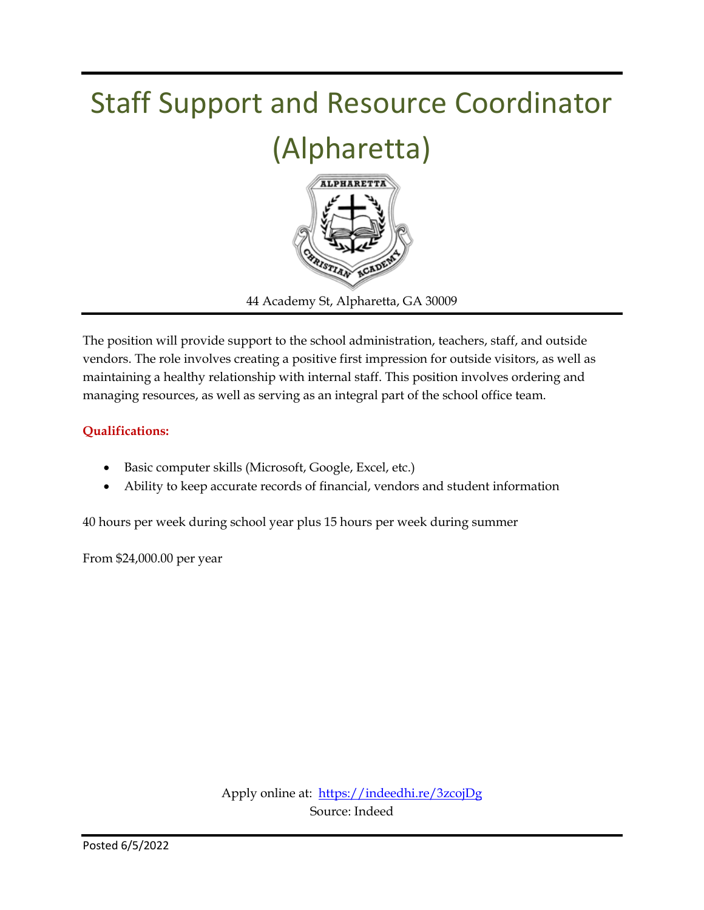# Staff Support and Resource Coordinator (Alpharetta)

44 Academy St, Alpharetta, GA 30009

The position will provide support to the school administration, teachers, staff, and outside vendors. The role involves creating a positive first impression for outside visitors, as well as maintaining a healthy relationship with internal staff. This position involves ordering and managing resources, as well as serving as an integral part of the school office team.

**Qualifications:**

- Basic computer skills (Microsoft, Google, Excel, etc.)
- Ability to keep accurate records of financial, vendors and student information

40 hours per week during school year plus 15 hours per week during summer

From $24,000.00 per year

Apply online at: https://indeedhi.re/3zcojDg
Source: Indeed

Posted 6/5/2022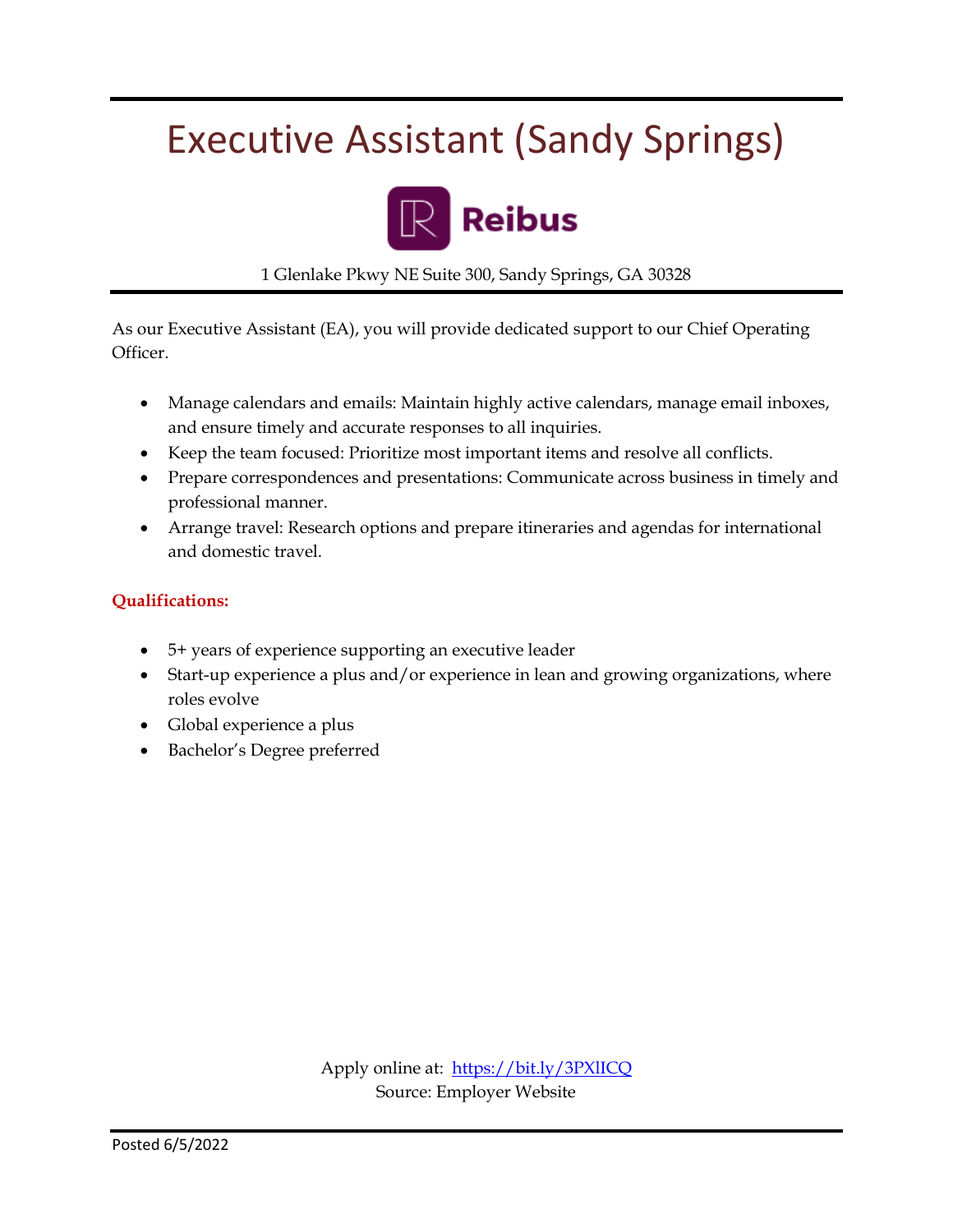# Executive Assistant (Sandy Springs)

Reibus

1 Glenlake Pkwy NE Suite 300, Sandy Springs, GA 30328

As our Executive Assistant (EA), you will provide dedicated support to our Chief Operating Officer.

- Manage calendars and emails: Maintain highly active calendars, manage email inboxes, and ensure timely and accurate responses to all inquiries.
- Keep the team focused: Prioritize most important items and resolve all conflicts.
- Prepare correspondences and presentations: Communicate across business in timely and professional manner.
- Arrange travel: Research options and prepare itineraries and agendas for international and domestic travel.

**Qualifications:**

- 5+ years of experience supporting an executive leader
- Start-up experience a plus and/or experience in lean and growing organizations, where roles evolve
- Global experience a plus
- Bachelor's Degree preferred

Apply online at: https://bit.ly/3PXlICQ
Source: Employer Website

Posted 6/5/2022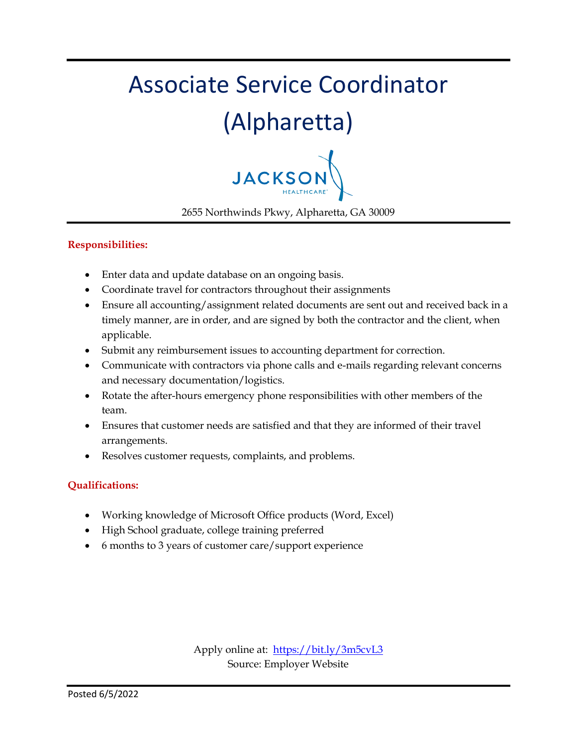# Associate Service Coordinator (Alpharetta)

JACKSON HEALTHCARE

2655 Northwinds Pkwy, Alpharetta, GA 30009

**Responsibilities:**

- Enter data and update database on an ongoing basis.
- Coordinate travel for contractors throughout their assignments
- Ensure all accounting/assignment related documents are sent out and received back in a timely manner, are in order, and are signed by both the contractor and the client, when applicable.
- Submit any reimbursement issues to accounting department for correction.
- Communicate with contractors via phone calls and e-mails regarding relevant concerns and necessary documentation/logistics.
- Rotate the after-hours emergency phone responsibilities with other members of the team.
- Ensures that customer needs are satisfied and that they are informed of their travel arrangements.
- Resolves customer requests, complaints, and problems.

**Qualifications:**

- Working knowledge of Microsoft Office products (Word, Excel)
- High School graduate, college training preferred
- 6 months to 3 years of customer care/support experience

Apply online at: [https://bit.ly/3m5cvL3](https://bit.ly/3m5cvL3)
Source: Employer Website

Posted 6/5/2022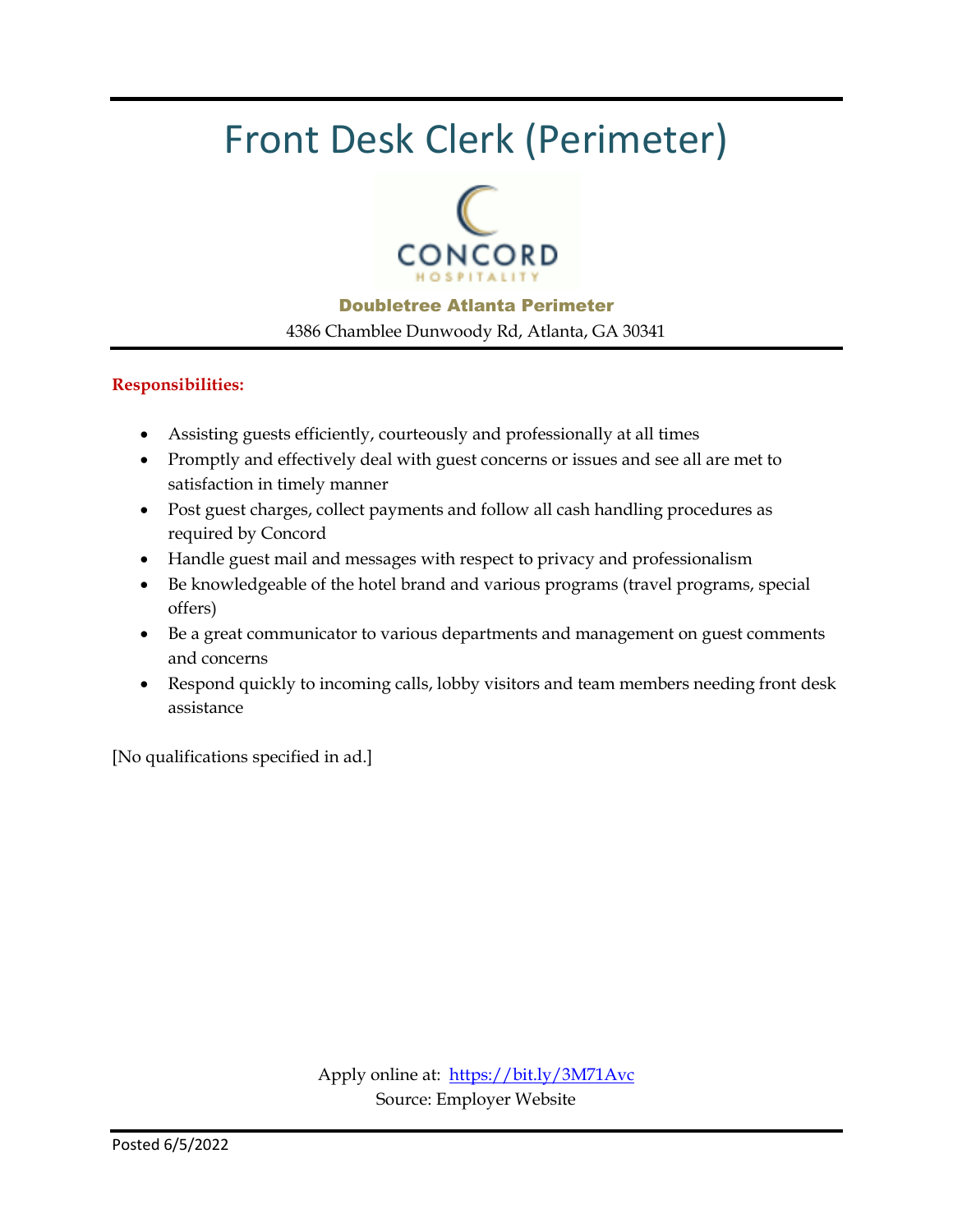# Front Desk Clerk (Perimeter)

**Doubletree Atlanta Perimeter**

4386 Chamblee Dunwoody Rd, Atlanta, GA 30341

**Responsibilities:**

- Assisting guests efficiently, courteously and professionally at all times
- Promptly and effectively deal with guest concerns or issues and see all are met to satisfaction in timely manner
- Post guest charges, collect payments and follow all cash handling procedures as required by Concord
- Handle guest mail and messages with respect to privacy and professionalism
- Be knowledgeable of the hotel brand and various programs (travel programs, special offers)
- Be a great communicator to various departments and management on guest comments and concerns
- Respond quickly to incoming calls, lobby visitors and team members needing front desk assistance

[No qualifications specified in ad.]

Apply online at: https://bit.ly/3M71Avc

Source: Employer Website

Posted 6/5/2022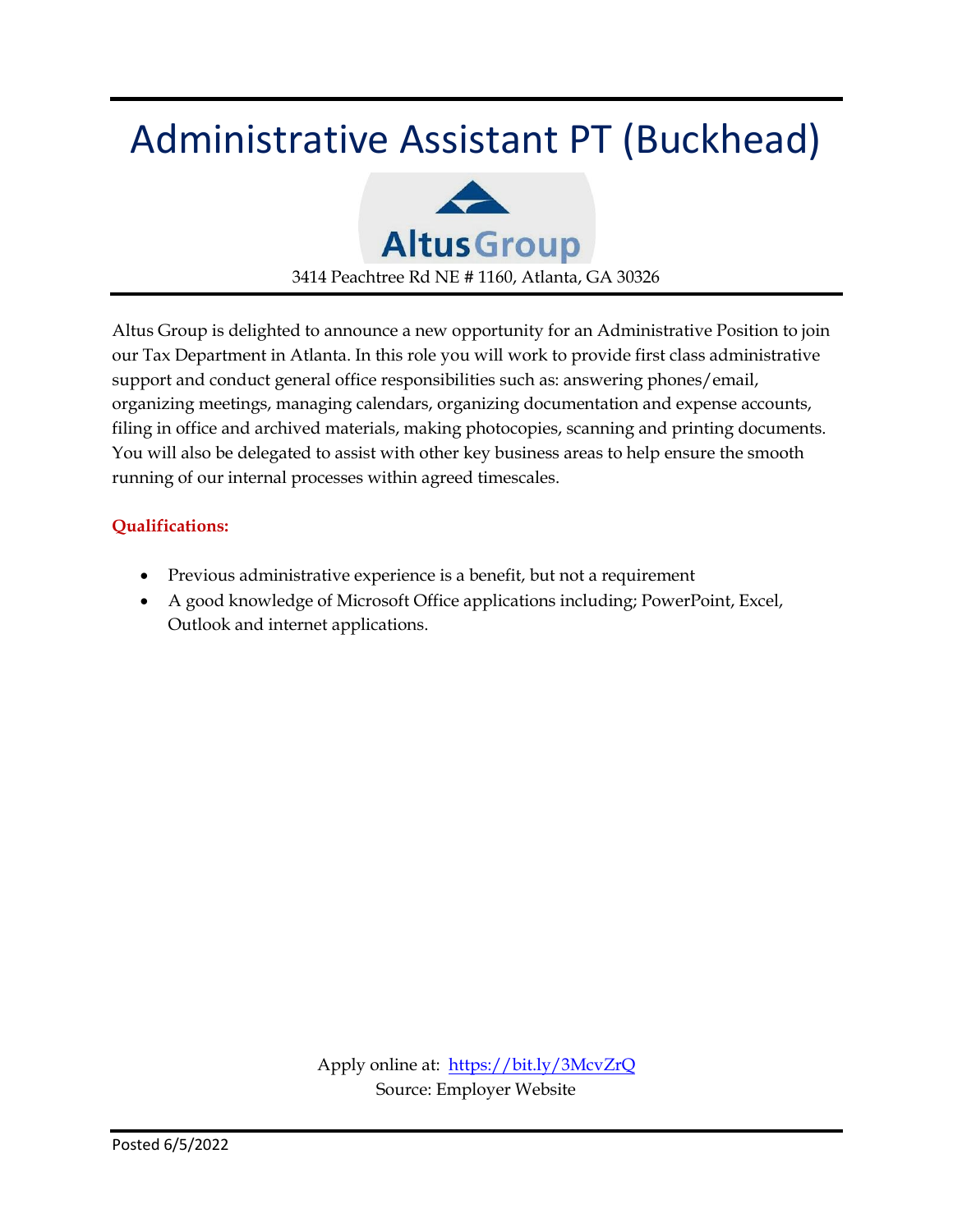# Administrative Assistant PT (Buckhead)

Altus Group

3414 Peachtree Rd NE # 1160, Atlanta, GA 30326

Altus Group is delighted to announce a new opportunity for an Administrative Position to join our Tax Department in Atlanta. In this role you will work to provide first class administrative support and conduct general office responsibilities such as: answering phones/email, organizing meetings, managing calendars, organizing documentation and expense accounts, filing in office and archived materials, making photocopies, scanning and printing documents. You will also be delegated to assist with other key business areas to help ensure the smooth running of our internal processes within agreed timescales.

**Qualifications:**

- Previous administrative experience is a benefit, but not a requirement
- A good knowledge of Microsoft Office applications including; PowerPoint, Excel, Outlook and internet applications.

Apply online at: [https://bit.ly/3McvZrQ](https://bit.ly/3McvZrQ)
Source: Employer Website

Posted 6/5/2022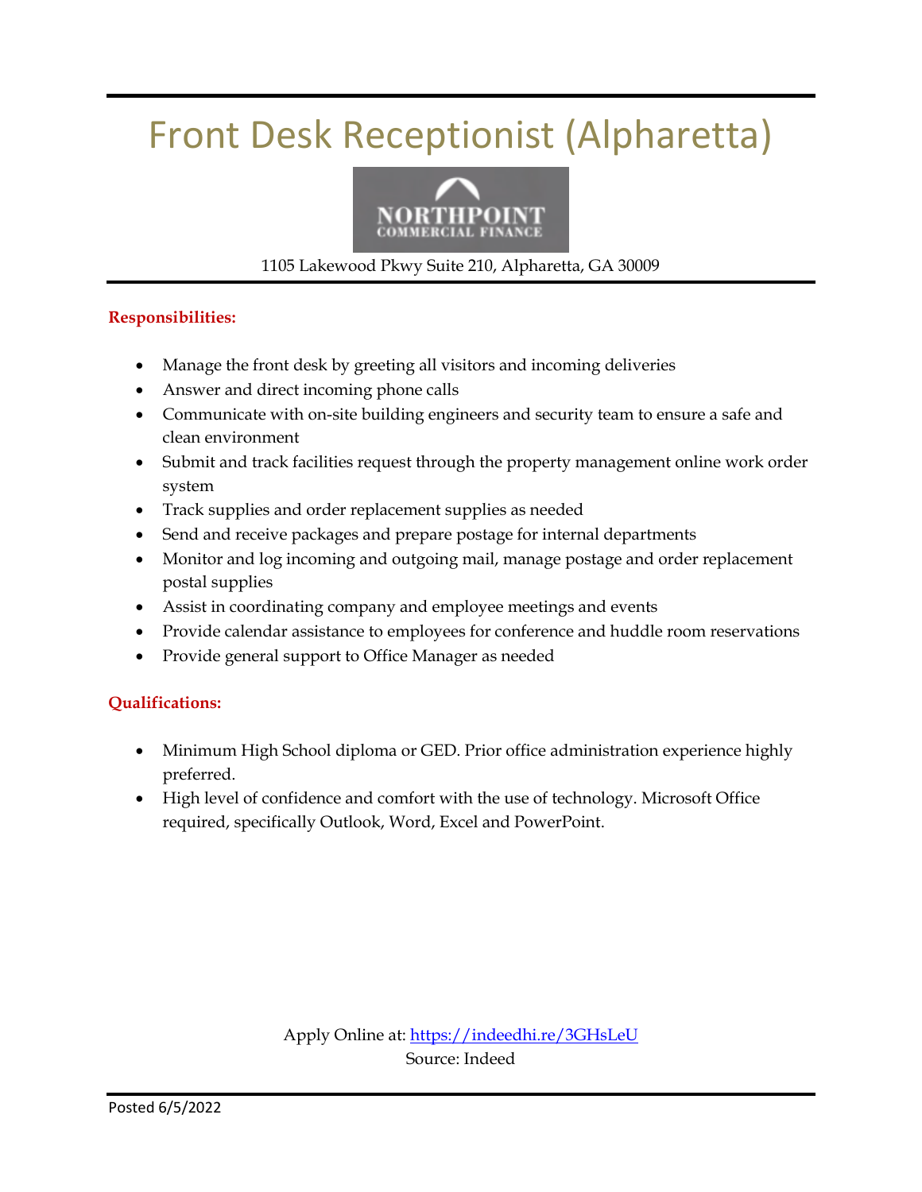# Front Desk Receptionist (Alpharetta)

NORTHPOINT COMMERCIAL FINANCE

1105 Lakewood Pkwy Suite 210, Alpharetta, GA 30009

**Responsibilities:**

- Manage the front desk by greeting all visitors and incoming deliveries
- Answer and direct incoming phone calls
- Communicate with on-site building engineers and security team to ensure a safe and clean environment
- Submit and track facilities request through the property management online work order system
- Track supplies and order replacement supplies as needed
- Send and receive packages and prepare postage for internal departments
- Monitor and log incoming and outgoing mail, manage postage and order replacement postal supplies
- Assist in coordinating company and employee meetings and events
- Provide calendar assistance to employees for conference and huddle room reservations
- Provide general support to Office Manager as needed

**Qualifications:**

- Minimum High School diploma or GED. Prior office administration experience highly preferred.
- High level of confidence and comfort with the use of technology. Microsoft Office required, specifically Outlook, Word, Excel and PowerPoint.

Apply Online at: https://indeedhi.re/3GHsLeU
Source: Indeed

Posted 6/5/2022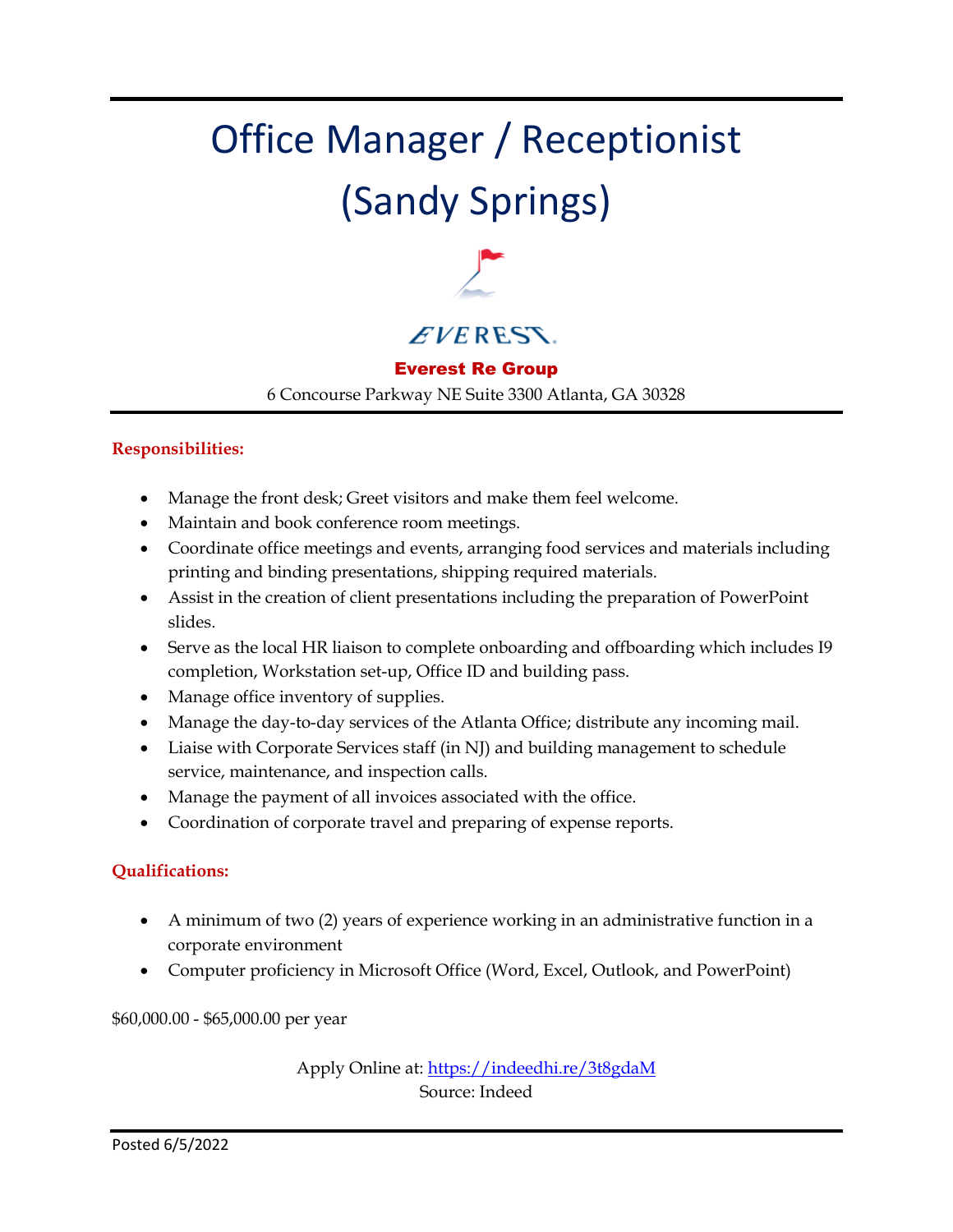# Office Manager / Receptionist (Sandy Springs)

EVEREST

**Everest Re Group**

6 Concourse Parkway NE Suite 3300 Atlanta, GA 30328

**Responsibilities:**

- Manage the front desk; Greet visitors and make them feel welcome.
- Maintain and book conference room meetings.
- Coordinate office meetings and events, arranging food services and materials including printing and binding presentations, shipping required materials.
- Assist in the creation of client presentations including the preparation of PowerPoint slides.
- Serve as the local HR liaison to complete onboarding and offboarding which includes I9 completion, Workstation set-up, Office ID and building pass.
- Manage office inventory of supplies.
- Manage the day-to-day services of the Atlanta Office; distribute any incoming mail.
- Liaise with Corporate Services staff (in NJ) and building management to schedule service, maintenance, and inspection calls.
- Manage the payment of all invoices associated with the office.
- Coordination of corporate travel and preparing of expense reports.

**Qualifications:**

- A minimum of two (2) years of experience working in an administrative function in a corporate environment
- Computer proficiency in Microsoft Office (Word, Excel, Outlook, and PowerPoint)

$60,000.00 - $65,000.00 per year

Apply Online at: https://indeedhi.re/3t8gdaM
Source: Indeed

Posted 6/5/2022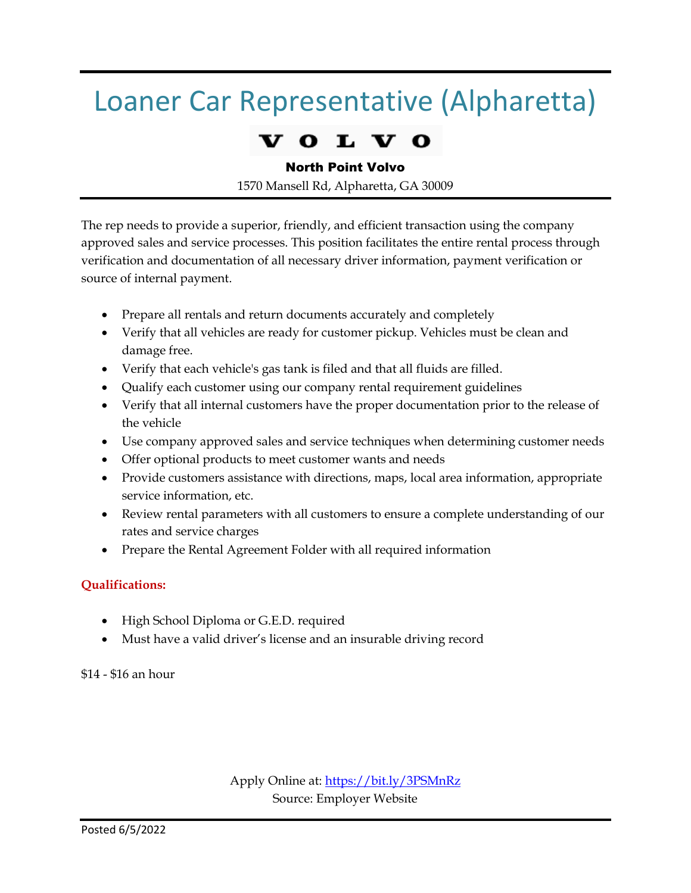# Loaner Car Representative (Alpharetta)

VOLVO

**North Point Volvo**

1570 Mansell Rd, Alpharetta, GA 30009

The rep needs to provide a superior, friendly, and efficient transaction using the company approved sales and service processes. This position facilitates the entire rental process through verification and documentation of all necessary driver information, payment verification or source of internal payment.

- Prepare all rentals and return documents accurately and completely
- Verify that all vehicles are ready for customer pickup. Vehicles must be clean and damage free.
- Verify that each vehicle's gas tank is filed and that all fluids are filled.
- Qualify each customer using our company rental requirement guidelines
- Verify that all internal customers have the proper documentation prior to the release of the vehicle
- Use company approved sales and service techniques when determining customer needs
- Offer optional products to meet customer wants and needs
- Provide customers assistance with directions, maps, local area information, appropriate service information, etc.
- Review rental parameters with all customers to ensure a complete understanding of our rates and service charges
- Prepare the Rental Agreement Folder with all required information

**Qualifications:**

- High School Diploma or G.E.D. required
- Must have a valid driver's license and an insurable driving record

$14 - $16 an hour

Apply Online at: https://bit.ly/3PSMnRz
Source: Employer Website

Posted 6/5/2022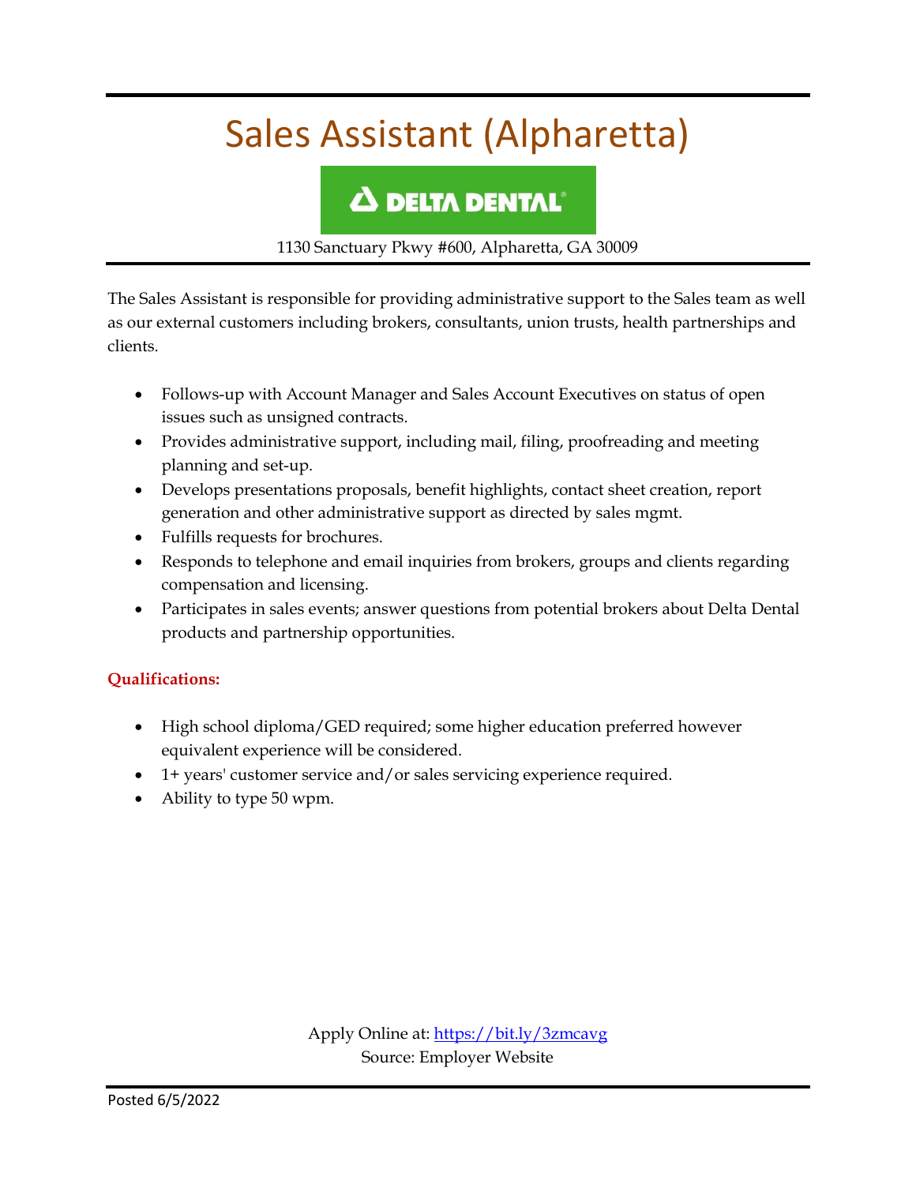# Sales Assistant (Alpharetta)

DELTA DENTAL

1130 Sanctuary Pkwy #600, Alpharetta, GA 30009

The Sales Assistant is responsible for providing administrative support to the Sales team as well as our external customers including brokers, consultants, union trusts, health partnerships and clients.

- Follows-up with Account Manager and Sales Account Executives on status of open issues such as unsigned contracts.
- Provides administrative support, including mail, filing, proofreading and meeting planning and set-up.
- Develops presentations proposals, benefit highlights, contact sheet creation, report generation and other administrative support as directed by sales mgmt.
- Fulfills requests for brochures.
- Responds to telephone and email inquiries from brokers, groups and clients regarding compensation and licensing.
- Participates in sales events; answer questions from potential brokers about Delta Dental products and partnership opportunities.

**Qualifications:**

- High school diploma/GED required; some higher education preferred however equivalent experience will be considered.
- 1+ years' customer service and/or sales servicing experience required.
- Ability to type 50 wpm.

Apply Online at: [https://bit.ly/3zmcavg](https://bit.ly/3zmcavg)
Source: Employer Website

Posted 6/5/2022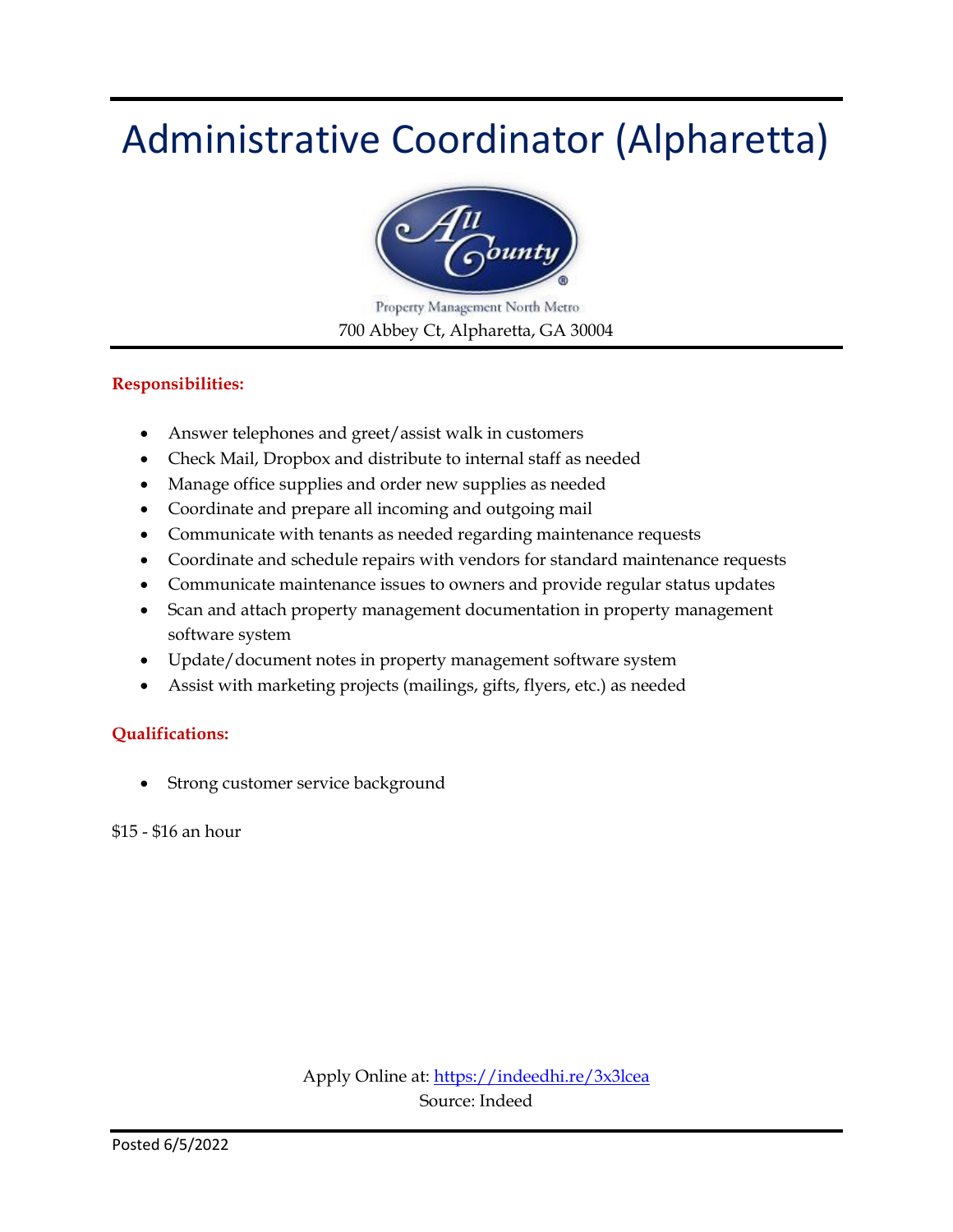# Administrative Coordinator (Alpharetta)

Property Management North Metro

700 Abbey Ct, Alpharetta, GA 30004

**Responsibilities:**

- Answer telephones and greet/assist walk in customers
- Check Mail, Dropbox and distribute to internal staff as needed
- Manage office supplies and order new supplies as needed
- Coordinate and prepare all incoming and outgoing mail
- Communicate with tenants as needed regarding maintenance requests
- Coordinate and schedule repairs with vendors for standard maintenance requests
- Communicate maintenance issues to owners and provide regular status updates
- Scan and attach property management documentation in property management software system
- Update/document notes in property management software system
- Assist with marketing projects (mailings, gifts, flyers, etc.) as needed

**Qualifications:**

- Strong customer service background

$15 - $16 an hour

Apply Online at: https://indeedhi.re/3x3lcea

Source: Indeed

Posted 6/5/2022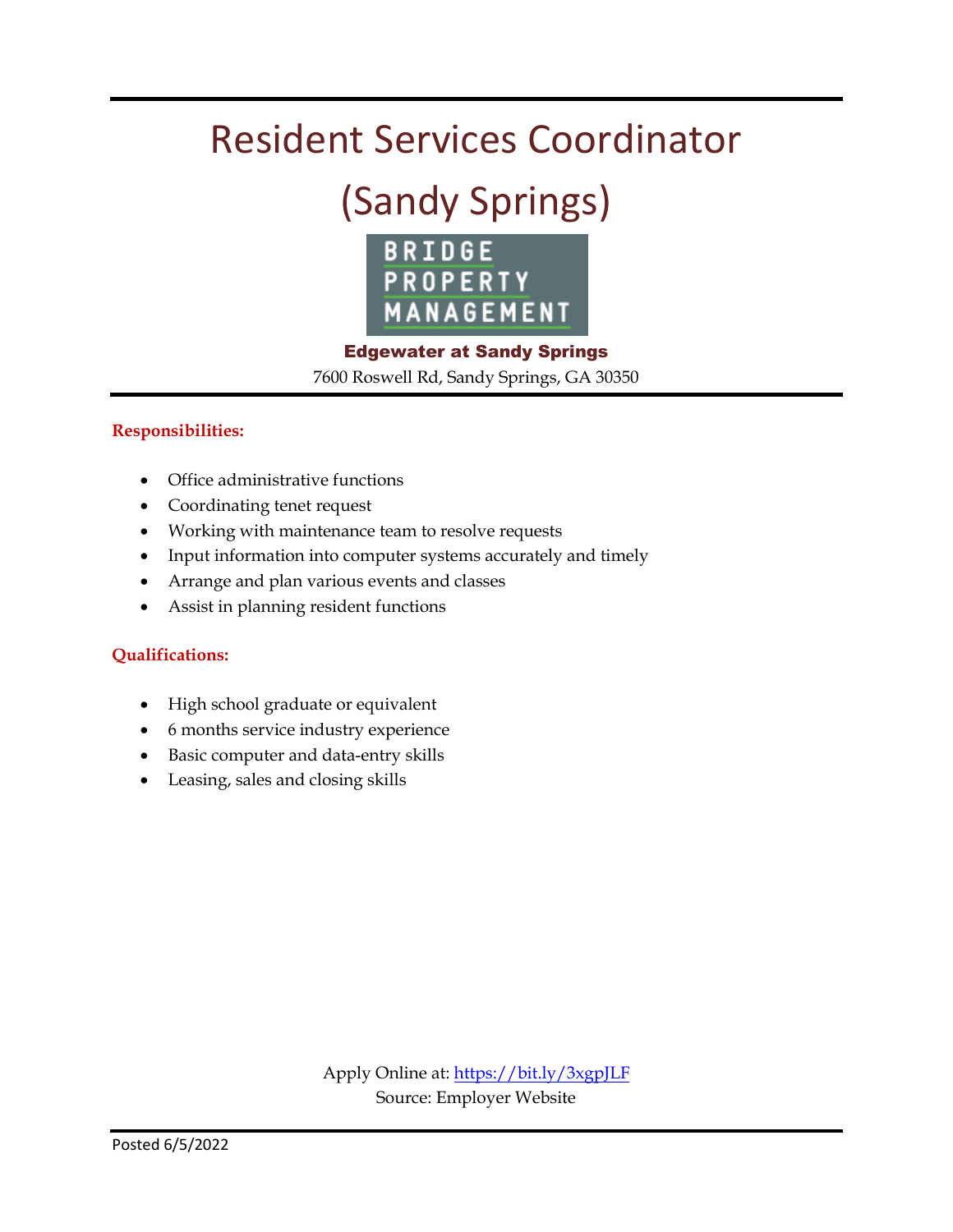# Resident Services Coordinator (Sandy Springs)

BRIDGE PROPERTY MANAGEMENT

**Edgewater at Sandy Springs**

7600 Roswell Rd, Sandy Springs, GA 30350

**Responsibilities:**

- Office administrative functions
- Coordinating tenet request
- Working with maintenance team to resolve requests
- Input information into computer systems accurately and timely
- Arrange and plan various events and classes
- Assist in planning resident functions

**Qualifications:**

- High school graduate or equivalent
- 6 months service industry experience
- Basic computer and data-entry skills
- Leasing, sales and closing skills

Apply Online at: https://bit.ly/3xgpJLF
Source: Employer Website

Posted 6/5/2022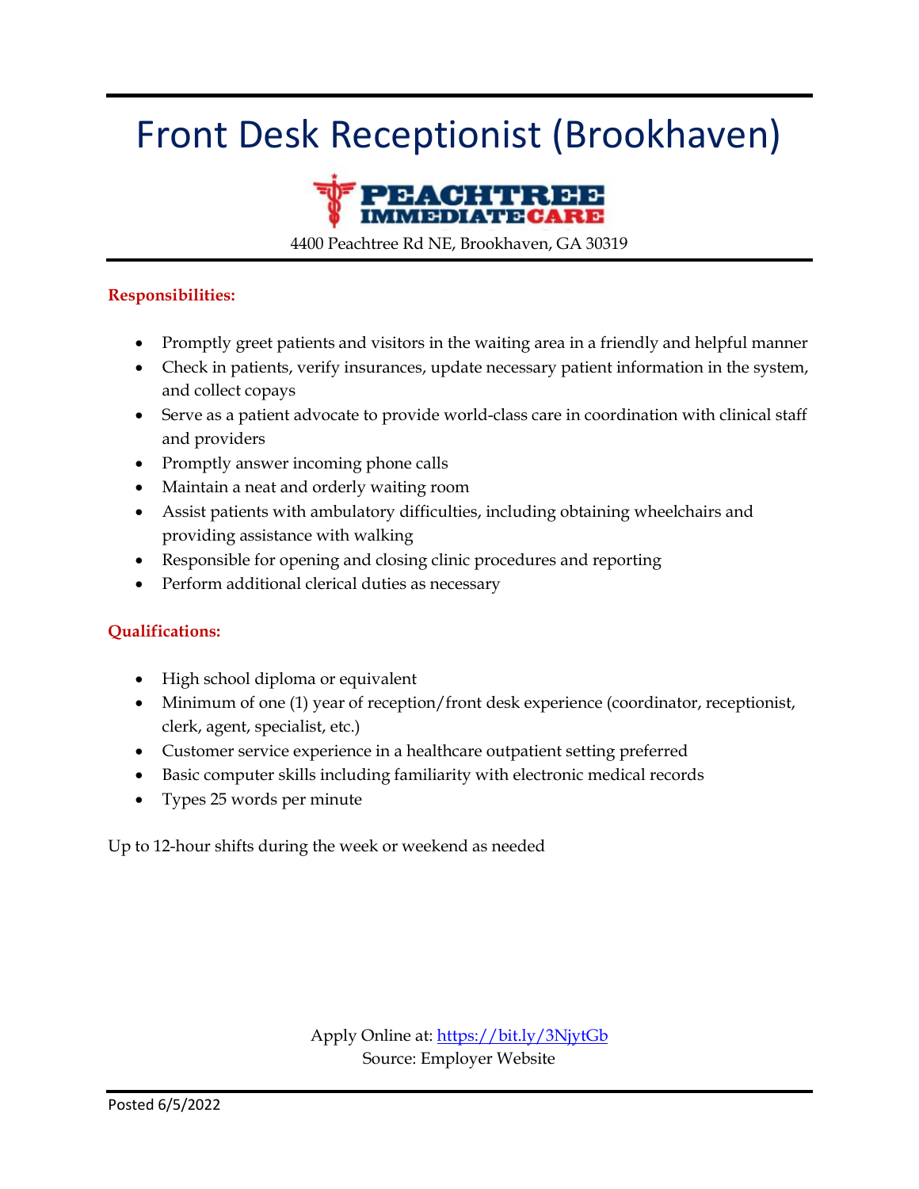# Front Desk Receptionist (Brookhaven)

PEACHTREE IMMEDIATE CARE

4400 Peachtree Rd NE, Brookhaven, GA 30319

**Responsibilities:**

- Promptly greet patients and visitors in the waiting area in a friendly and helpful manner
- Check in patients, verify insurances, update necessary patient information in the system, and collect copays
- Serve as a patient advocate to provide world-class care in coordination with clinical staff and providers
- Promptly answer incoming phone calls
- Maintain a neat and orderly waiting room
- Assist patients with ambulatory difficulties, including obtaining wheelchairs and providing assistance with walking
- Responsible for opening and closing clinic procedures and reporting
- Perform additional clerical duties as necessary

**Qualifications:**

- High school diploma or equivalent
- Minimum of one (1) year of reception/front desk experience (coordinator, receptionist, clerk, agent, specialist, etc.)
- Customer service experience in a healthcare outpatient setting preferred
- Basic computer skills including familiarity with electronic medical records
- Types 25 words per minute

Up to 12-hour shifts during the week or weekend as needed

Apply Online at: https://bit.ly/3NjytGb
Source: Employer Website

Posted 6/5/2022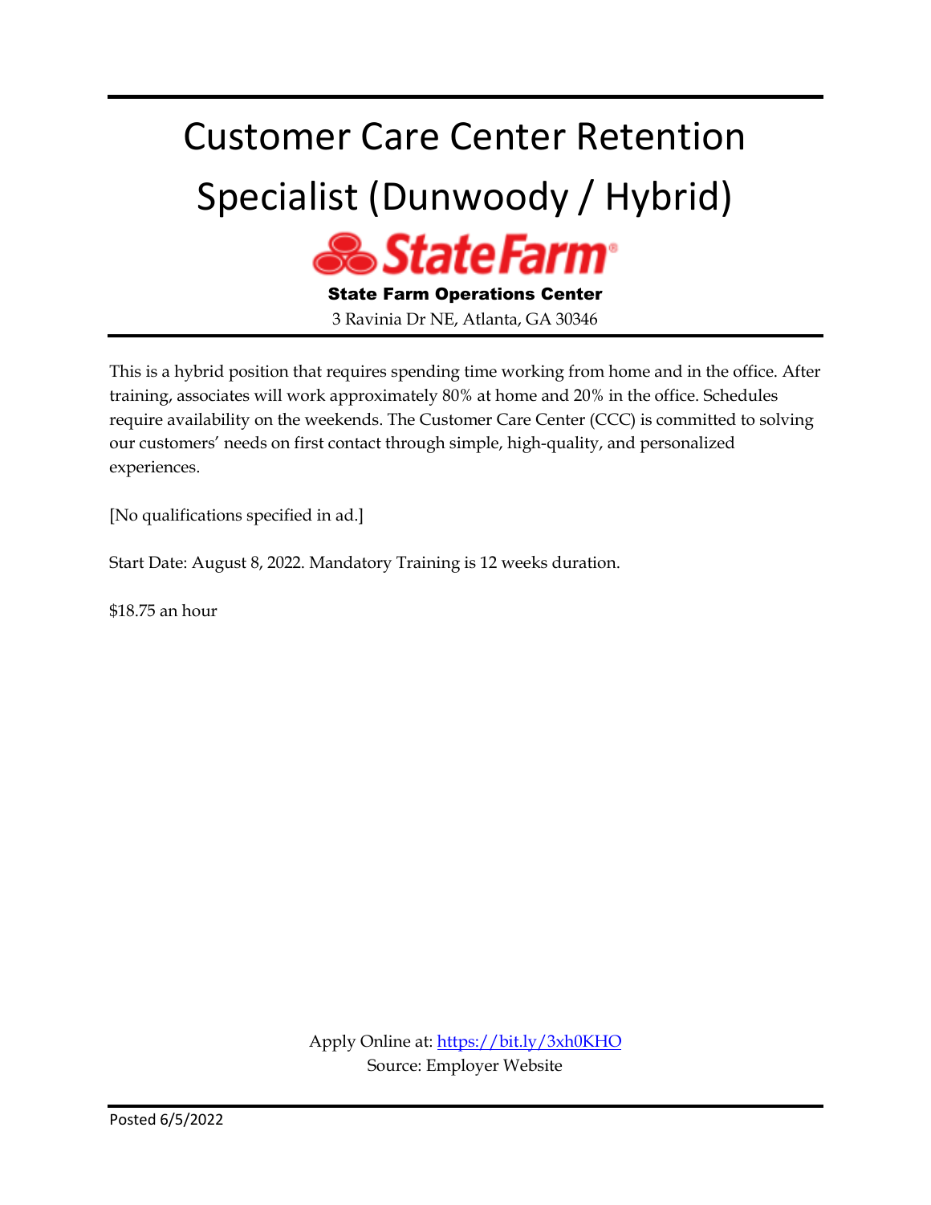# Customer Care Center Retention Specialist (Dunwoody / Hybrid)

**State Farm**

**State Farm Operations Center**

3 Ravinia Dr NE, Atlanta, GA 30346

This is a hybrid position that requires spending time working from home and in the office. After training, associates will work approximately 80% at home and 20% in the office. Schedules require availability on the weekends. The Customer Care Center (CCC) is committed to solving our customers' needs on first contact through simple, high-quality, and personalized experiences.

[No qualifications specified in ad.]

Start Date: August 8, 2022. Mandatory Training is 12 weeks duration.

$18.75 an hour

Apply Online at: [https://bit.ly/3xh0KHO](https://bit.ly/3xh0KHO)

Source: Employer Website

Posted 6/5/2022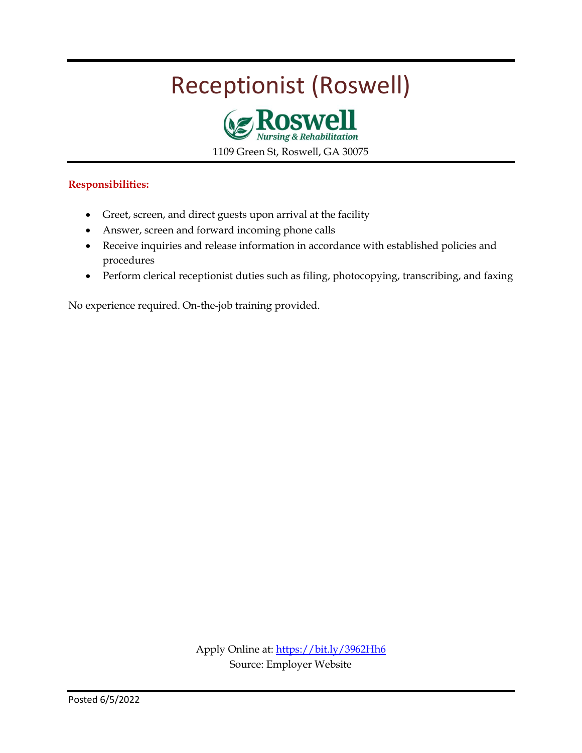# Receptionist (Roswell)

**Roswell**
*Nursing & Rehabilitation*

1109 Green St, Roswell, GA 30075

**Responsibilities:**

- Greet, screen, and direct guests upon arrival at the facility
- Answer, screen and forward incoming phone calls
- Receive inquiries and release information in accordance with established policies and procedures
- Perform clerical receptionist duties such as filing, photocopying, transcribing, and faxing

No experience required. On-the-job training provided.

Apply Online at: [https://bit.ly/3962Hh6](https://bit.ly/3962Hh6)
Source: Employer Website

Posted 6/5/2022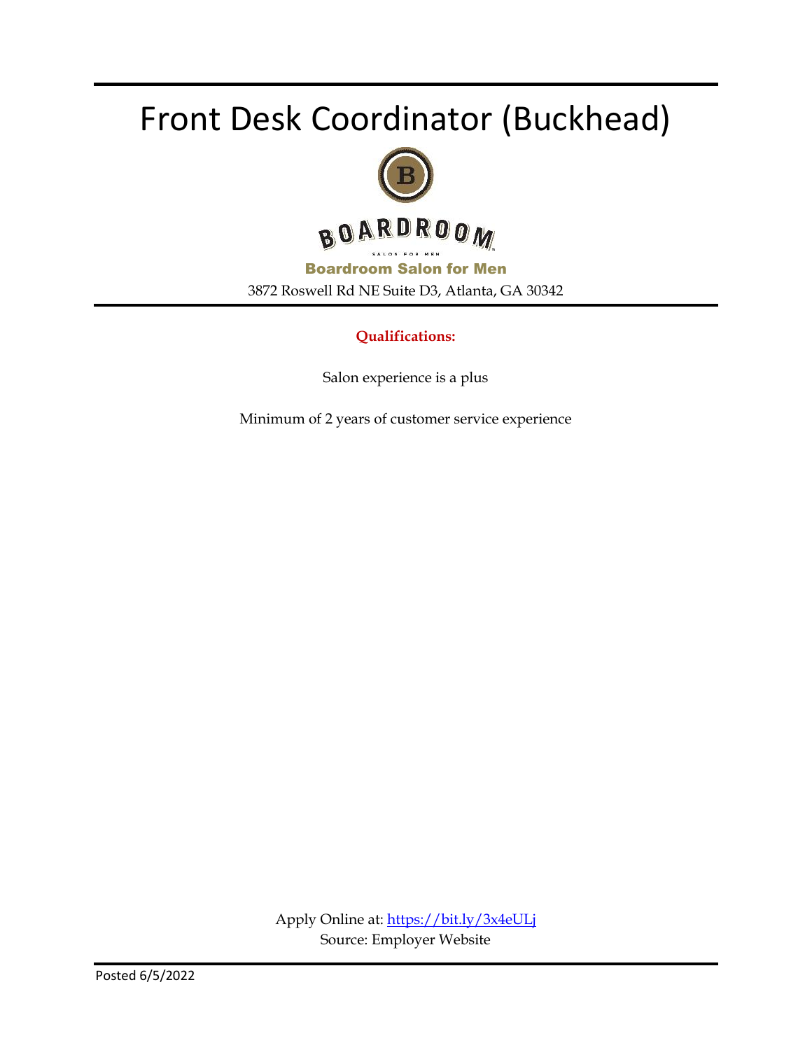# Front Desk Coordinator (Buckhead)

BOARDROOM

SALON FOR MEN

**Boardroom Salon for Men**

3872 Roswell Rd NE Suite D3, Atlanta, GA 30342

**Qualifications:**

Salon experience is a plus

Minimum of 2 years of customer service experience

Apply Online at: https://bit.ly/3x4eULj

Source: Employer Website

Posted 6/5/2022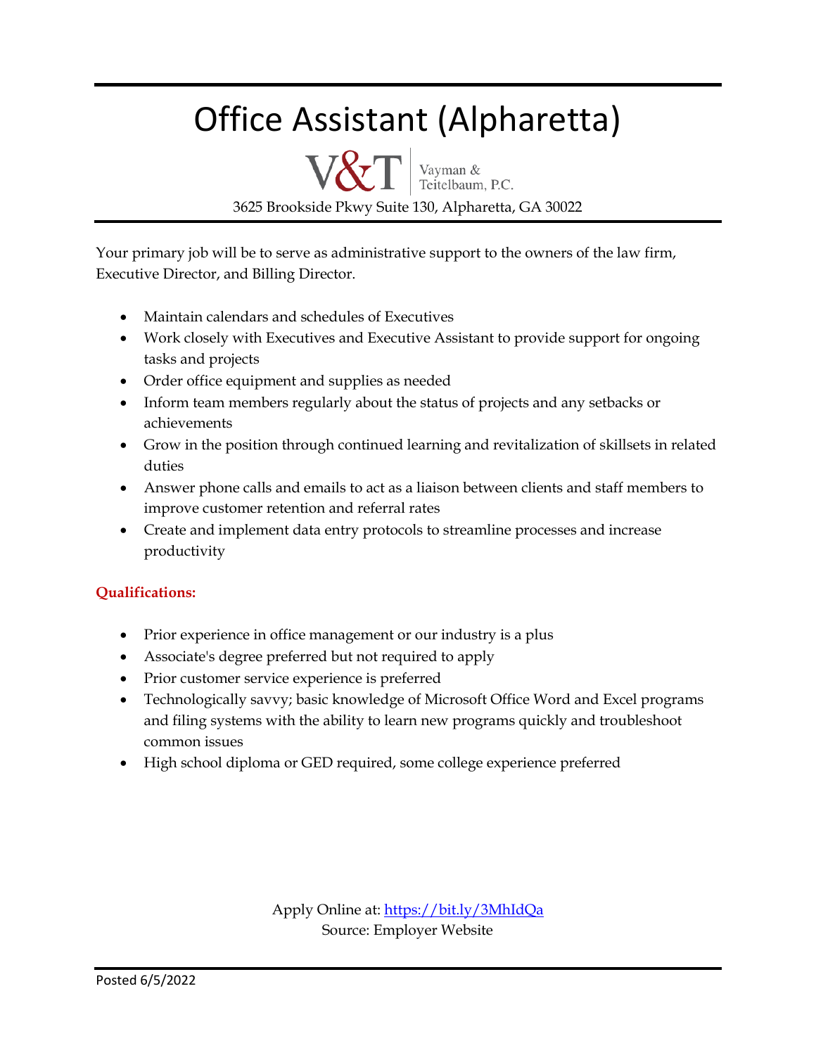# Office Assistant (Alpharetta)

V&T | Vayman & Teitelbaum, P.C.

3625 Brookside Pkwy Suite 130, Alpharetta, GA 30022

Your primary job will be to serve as administrative support to the owners of the law firm, Executive Director, and Billing Director.

- Maintain calendars and schedules of Executives
- Work closely with Executives and Executive Assistant to provide support for ongoing tasks and projects
- Order office equipment and supplies as needed
- Inform team members regularly about the status of projects and any setbacks or achievements
- Grow in the position through continued learning and revitalization of skillsets in related duties
- Answer phone calls and emails to act as a liaison between clients and staff members to improve customer retention and referral rates
- Create and implement data entry protocols to streamline processes and increase productivity

**Qualifications:**

- Prior experience in office management or our industry is a plus
- Associate's degree preferred but not required to apply
- Prior customer service experience is preferred
- Technologically savvy; basic knowledge of Microsoft Office Word and Excel programs and filing systems with the ability to learn new programs quickly and troubleshoot common issues
- High school diploma or GED required, some college experience preferred

Apply Online at: https://bit.ly/3MhIdQa
Source: Employer Website

Posted 6/5/2022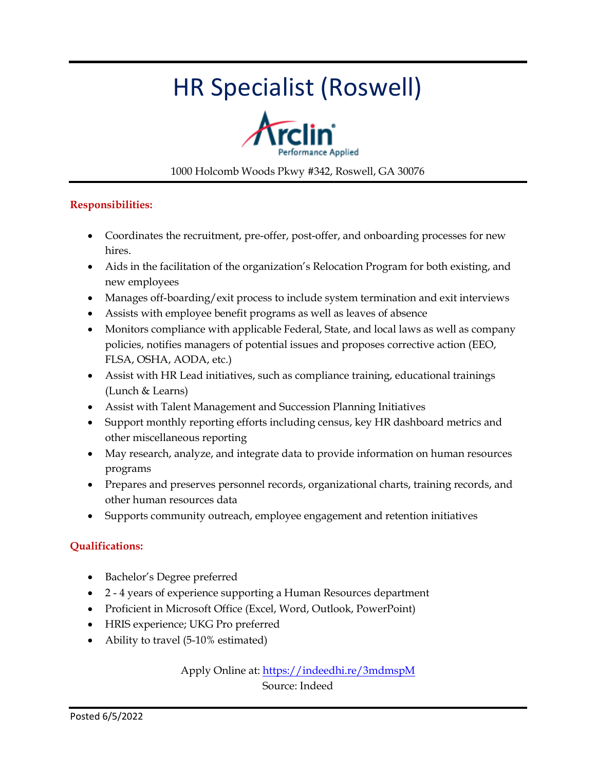# HR Specialist (Roswell)

Arclin
Performance Applied

1000 Holcomb Woods Pkwy #342, Roswell, GA 30076

**Responsibilities:**

- Coordinates the recruitment, pre-offer, post-offer, and onboarding processes for new hires.
- Aids in the facilitation of the organization's Relocation Program for both existing, and new employees
- Manages off-boarding/exit process to include system termination and exit interviews
- Assists with employee benefit programs as well as leaves of absence
- Monitors compliance with applicable Federal, State, and local laws as well as company policies, notifies managers of potential issues and proposes corrective action (EEO, FLSA, OSHA, AODA, etc.)
- Assist with HR Lead initiatives, such as compliance training, educational trainings (Lunch & Learns)
- Assist with Talent Management and Succession Planning Initiatives
- Support monthly reporting efforts including census, key HR dashboard metrics and other miscellaneous reporting
- May research, analyze, and integrate data to provide information on human resources programs
- Prepares and preserves personnel records, organizational charts, training records, and other human resources data
- Supports community outreach, employee engagement and retention initiatives

**Qualifications:**

- Bachelor's Degree preferred
- 2 - 4 years of experience supporting a Human Resources department
- Proficient in Microsoft Office (Excel, Word, Outlook, PowerPoint)
- HRIS experience; UKG Pro preferred
- Ability to travel (5-10% estimated)

Apply Online at: https://indeedhi.re/3mdmspM
Source: Indeed

Posted 6/5/2022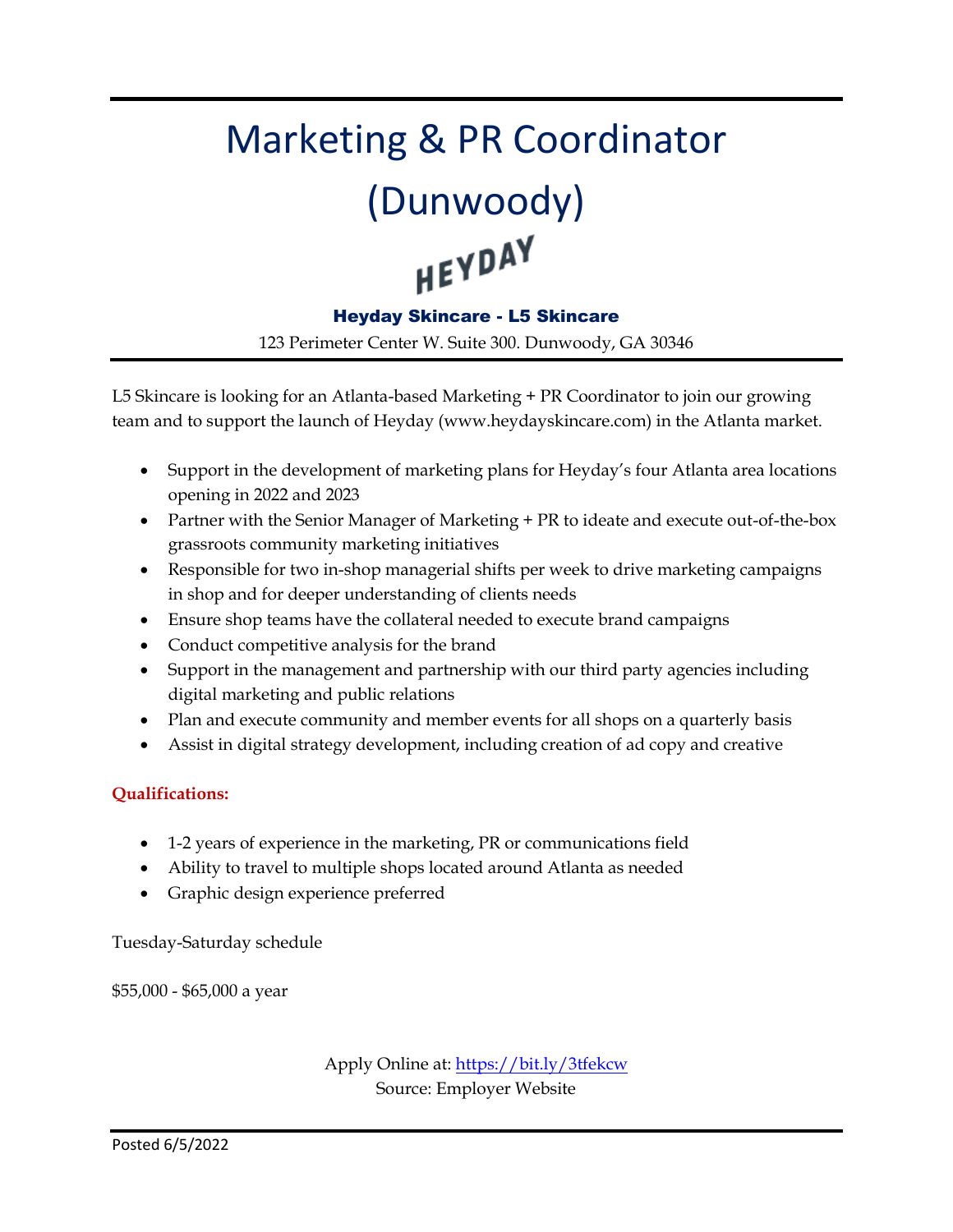# Marketing & PR Coordinator (Dunwoody)

HEYDAY

**Heyday Skincare - L5 Skincare**

123 Perimeter Center W. Suite 300. Dunwoody, GA 30346

L5 Skincare is looking for an Atlanta-based Marketing + PR Coordinator to join our growing team and to support the launch of Heyday (www.heydayskincare.com) in the Atlanta market.

- Support in the development of marketing plans for Heyday's four Atlanta area locations opening in 2022 and 2023
- Partner with the Senior Manager of Marketing + PR to ideate and execute out-of-the-box grassroots community marketing initiatives
- Responsible for two in-shop managerial shifts per week to drive marketing campaigns in shop and for deeper understanding of clients needs
- Ensure shop teams have the collateral needed to execute brand campaigns
- Conduct competitive analysis for the brand
- Support in the management and partnership with our third party agencies including digital marketing and public relations
- Plan and execute community and member events for all shops on a quarterly basis
- Assist in digital strategy development, including creation of ad copy and creative

**Qualifications:**

- 1-2 years of experience in the marketing, PR or communications field
- Ability to travel to multiple shops located around Atlanta as needed
- Graphic design experience preferred

Tuesday-Saturday schedule

$55,000 - $65,000 a year

Apply Online at: https://bit.ly/3tfekcw
Source: Employer Website

Posted 6/5/2022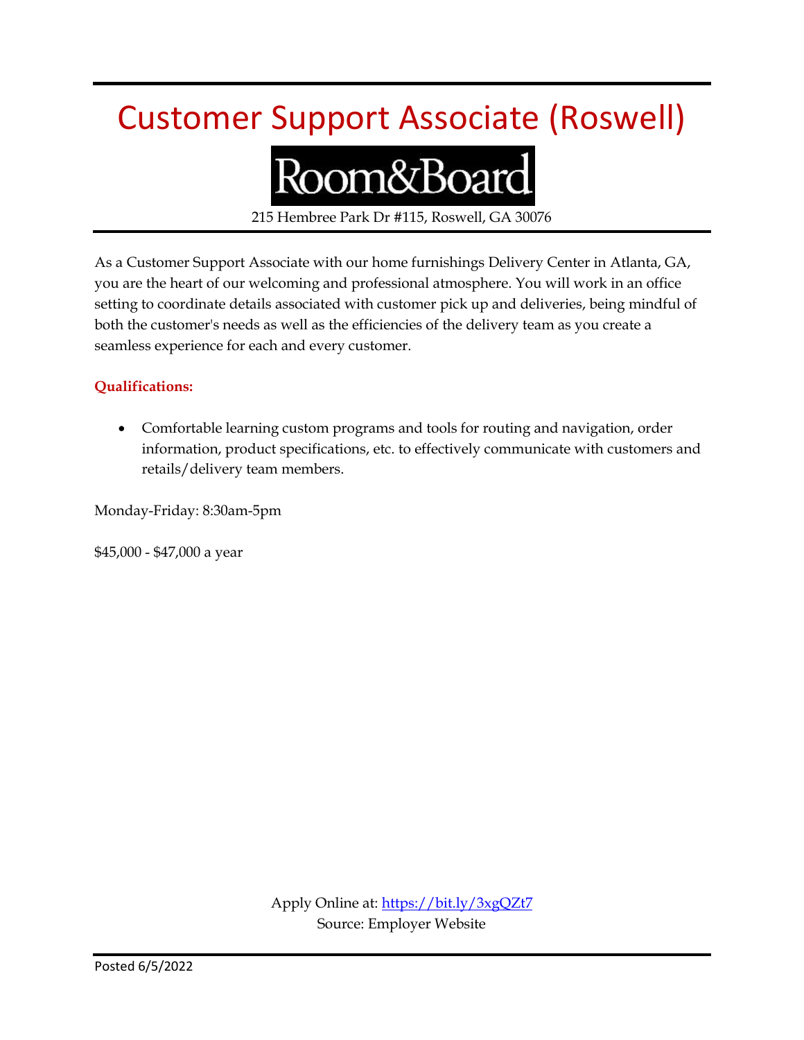# Customer Support Associate (Roswell)

Room&Board

215 Hembree Park Dr #115, Roswell, GA 30076

As a Customer Support Associate with our home furnishings Delivery Center in Atlanta, GA, you are the heart of our welcoming and professional atmosphere. You will work in an office setting to coordinate details associated with customer pick up and deliveries, being mindful of both the customer's needs as well as the efficiencies of the delivery team as you create a seamless experience for each and every customer.

**Qualifications:**

- Comfortable learning custom programs and tools for routing and navigation, order information, product specifications, etc. to effectively communicate with customers and retails/delivery team members.

Monday-Friday: 8:30am-5pm

$45,000 - $47,000 a year

Apply Online at: https://bit.ly/3xgQZt7
Source: Employer Website

Posted 6/5/2022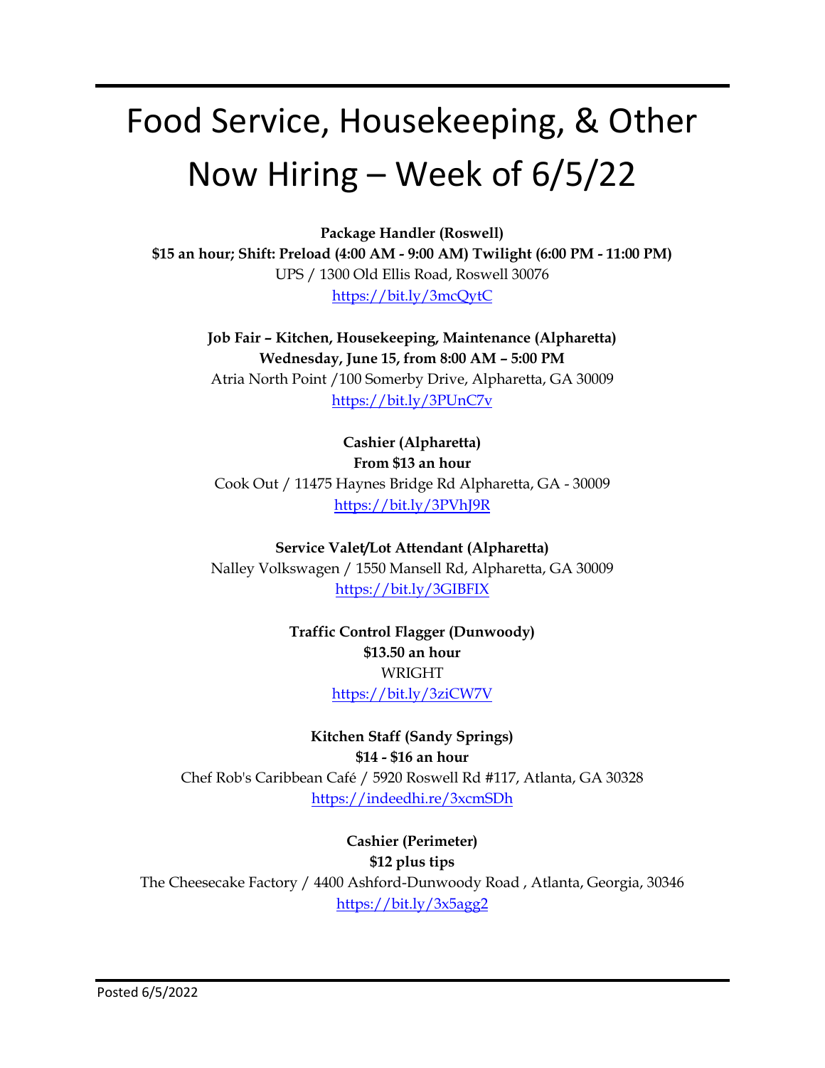# Food Service, Housekeeping, & Other Now Hiring – Week of 6/5/22

**Package Handler (Roswell)**
**$15 an hour; Shift: Preload (4:00 AM - 9:00 AM) Twilight (6:00 PM - 11:00 PM)**
UPS / 1300 Old Ellis Road, Roswell 30076
https://bit.ly/3mcQytC

**Job Fair – Kitchen, Housekeeping, Maintenance (Alpharetta)**
**Wednesday, June 15, from 8:00 AM – 5:00 PM**
Atria North Point /100 Somerby Drive, Alpharetta, GA 30009
https://bit.ly/3PUnC7v

**Cashier (Alpharetta)**
**From $13 an hour**
Cook Out / 11475 Haynes Bridge Rd Alpharetta, GA - 30009
https://bit.ly/3PVhJ9R

**Service Valet/Lot Attendant (Alpharetta)**
Nalley Volkswagen / 1550 Mansell Rd, Alpharetta, GA 30009
https://bit.ly/3GIBFIX

**Traffic Control Flagger (Dunwoody)**
**$13.50 an hour**
WRIGHT
https://bit.ly/3ziCW7V

**Kitchen Staff (Sandy Springs)**
**$14 - $16 an hour**
Chef Rob's Caribbean Café / 5920 Roswell Rd #117, Atlanta, GA 30328
https://indeedhi.re/3xcmSDh

**Cashier (Perimeter)**
**$12 plus tips**
The Cheesecake Factory / 4400 Ashford-Dunwoody Road , Atlanta, Georgia, 30346
https://bit.ly/3x5agg2

Posted 6/5/2022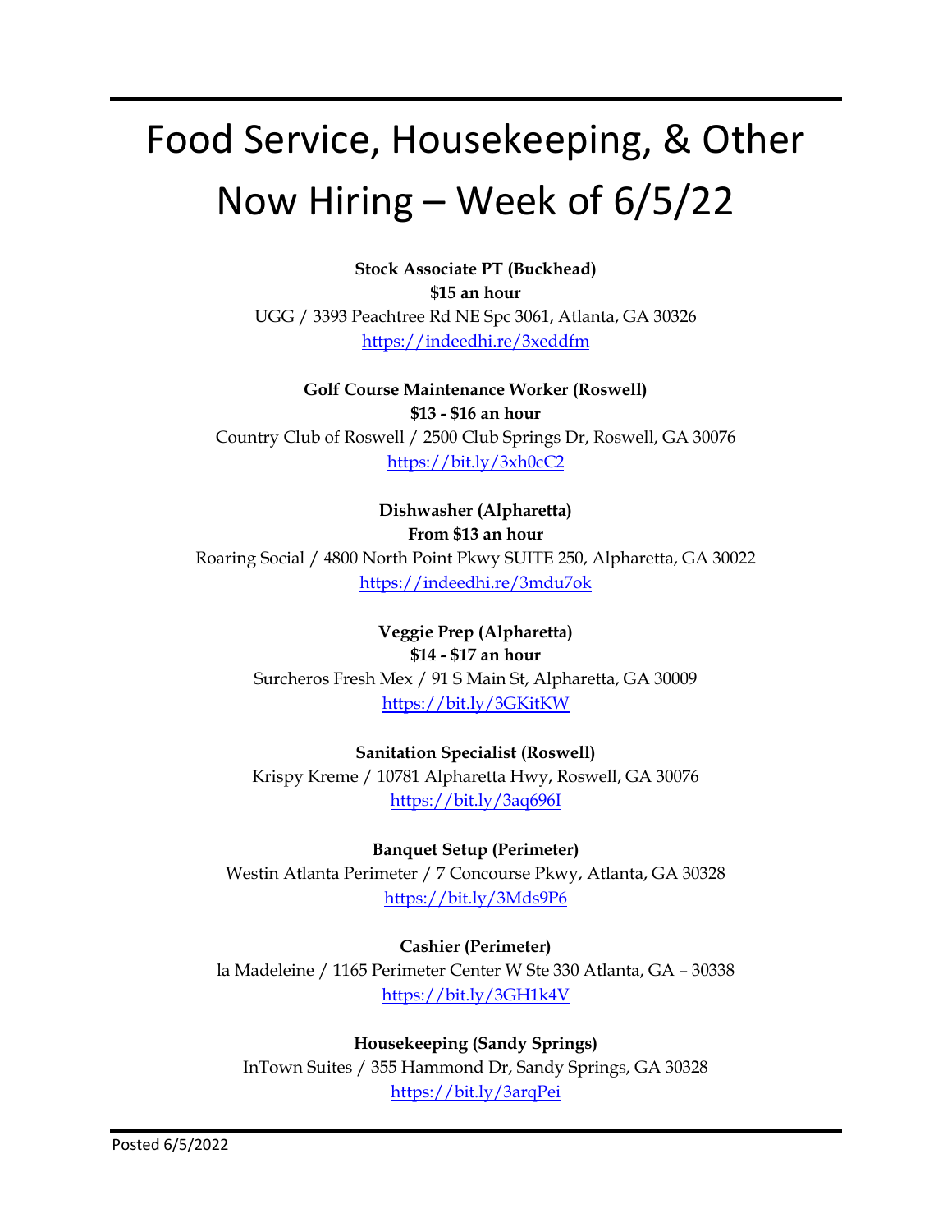# Food Service, Housekeeping, & Other Now Hiring – Week of 6/5/22

**Stock Associate PT (Buckhead)**
**$15 an hour**
UGG / 3393 Peachtree Rd NE Spc 3061, Atlanta, GA 30326
https://indeedhi.re/3xeddfm

**Golf Course Maintenance Worker (Roswell)**
**$13 - $16 an hour**
Country Club of Roswell / 2500 Club Springs Dr, Roswell, GA 30076
https://bit.ly/3xh0cC2

**Dishwasher (Alpharetta)**
**From $13 an hour**
Roaring Social / 4800 North Point Pkwy SUITE 250, Alpharetta, GA 30022
https://indeedhi.re/3mdu7ok

**Veggie Prep (Alpharetta)**
**$14 - $17 an hour**
Surcheros Fresh Mex / 91 S Main St, Alpharetta, GA 30009
https://bit.ly/3GKitKW

**Sanitation Specialist (Roswell)**
Krispy Kreme / 10781 Alpharetta Hwy, Roswell, GA 30076
https://bit.ly/3aq696I

**Banquet Setup (Perimeter)**
Westin Atlanta Perimeter / 7 Concourse Pkwy, Atlanta, GA 30328
https://bit.ly/3Mds9P6

**Cashier (Perimeter)**
la Madeleine / 1165 Perimeter Center W Ste 330 Atlanta, GA – 30338
https://bit.ly/3GH1k4V

**Housekeeping (Sandy Springs)**
InTown Suites / 355 Hammond Dr, Sandy Springs, GA 30328
https://bit.ly/3arqPei

Posted 6/5/2022